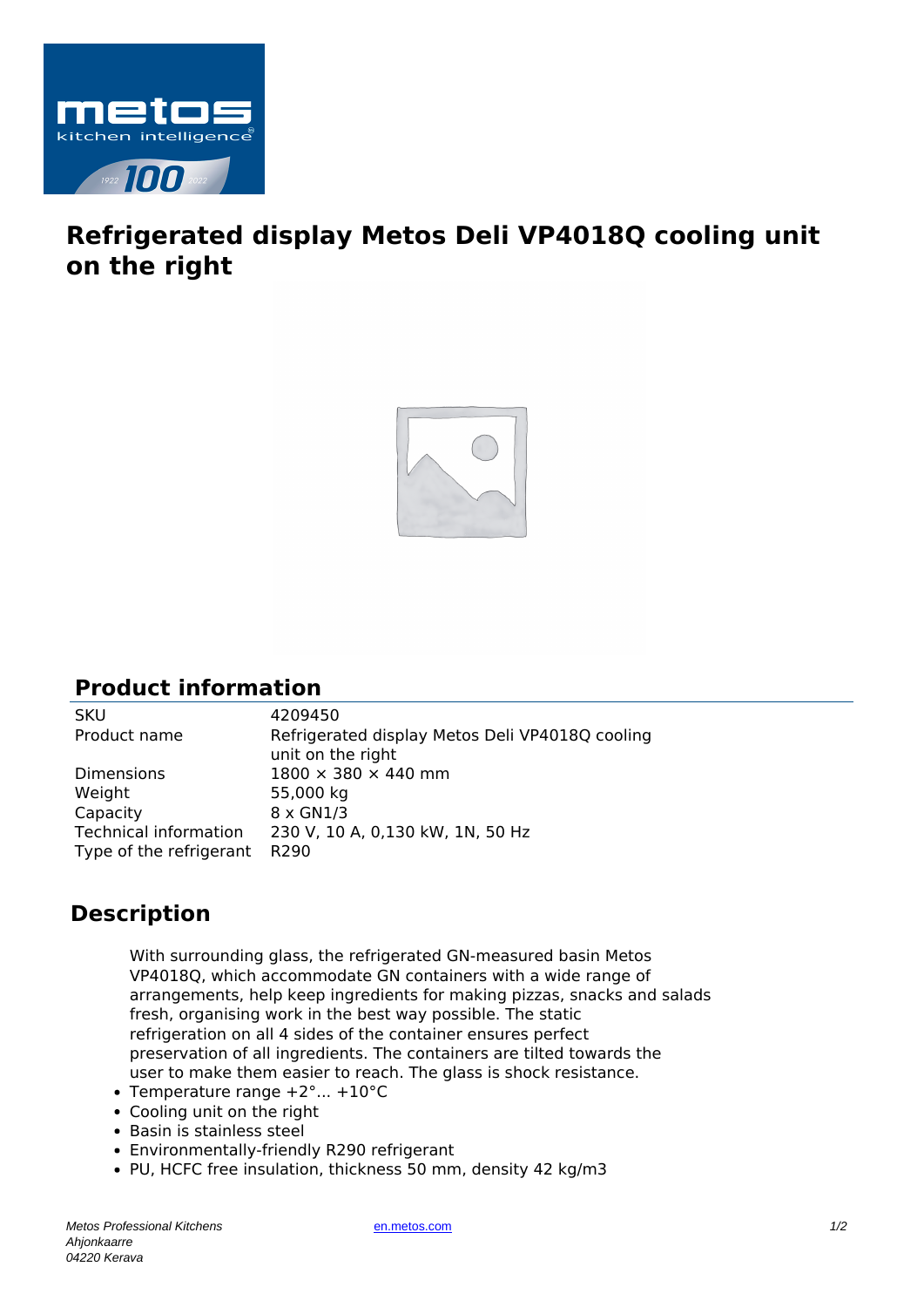# Refrigerated display Metos Deli VP4018Q cooling unit on the right

## Product information

| | |
|---|---|
| SKU | 4209450 |
| Product name | Refrigerated display Metos Deli VP4018Q cooling unit on the right |
| Dimensions | 1800 × 380 × 440 mm |
| Weight | 55,000 kg |
| Capacity | 8 x GN1/3 |
| Technical information | 230 V, 10 A, 0,130 kW, 1N, 50 Hz |
| Type of the refrigerant | R290 |

## Description

With surrounding glass, the refrigerated GN-measured basin Metos VP4018Q, which accommodate GN containers with a wide range of arrangements, help keep ingredients for making pizzas, snacks and salads fresh, organising work in the best way possible. The static refrigeration on all 4 sides of the container ensures perfect preservation of all ingredients. The containers are tilted towards the user to make them easier to reach. The glass is shock resistance.

- Temperature range +2°... +10°C
- Cooling unit on the right
- Basin is stainless steel
- Environmentally-friendly R290 refrigerant
- PU, HCFC free insulation, thickness 50 mm, density 42 kg/m3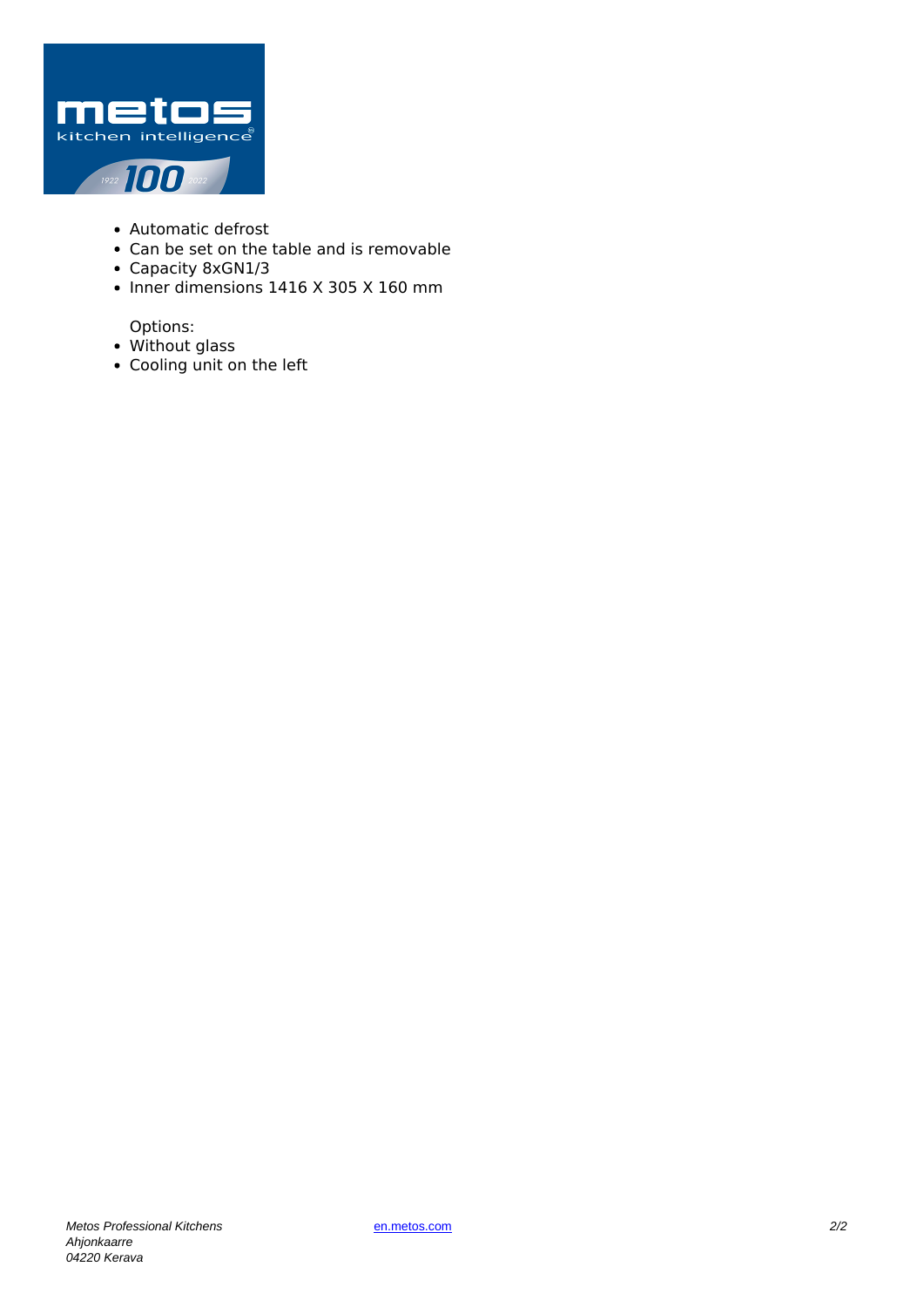- Automatic defrost
- Can be set on the table and is removable
- Capacity 8xGN1/3
- Inner dimensions 1416 X 305 X 160 mm

Options:

- Without glass
- Cooling unit on the left